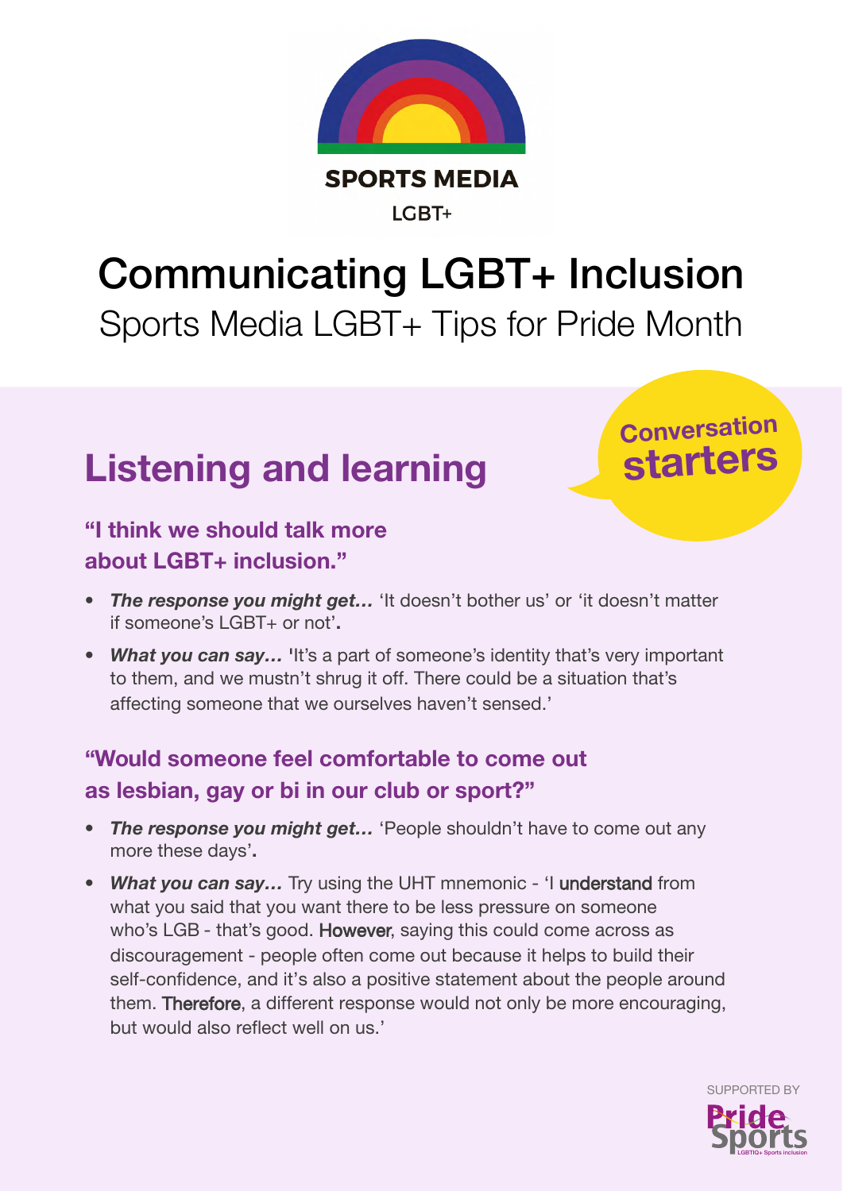SPORTS MEDIA

LGBT+

# Communicating LGBT+ Inclusion

Sports Media LGBT+ Tips for Pride Month

## Listening and learning

Conversation starters

### "I think we should talk more about LGBT+ inclusion."

- ***The response you might get…*** 'It doesn't bother us' or 'it doesn't matter if someone's LGBT+ or not'.
- ***What you can say…*** 'It's a part of someone's identity that's very important to them, and we mustn't shrug it off. There could be a situation that's affecting someone that we ourselves haven't sensed.'

### "Would someone feel comfortable to come out as lesbian, gay or bi in our club or sport?"

- ***The response you might get…*** 'People shouldn't have to come out any more these days'.
- ***What you can say…*** Try using the UHT mnemonic - 'I understand from what you said that you want there to be less pressure on someone who's LGB - that's good. However, saying this could come across as discouragement - people often come out because it helps to build their self-confidence, and it's also a positive statement about the people around them. Therefore, a different response would not only be more encouraging, but would also reflect well on us.'

SUPPORTED BY

Pride Sports

LGBTIQ+ Sports inclusion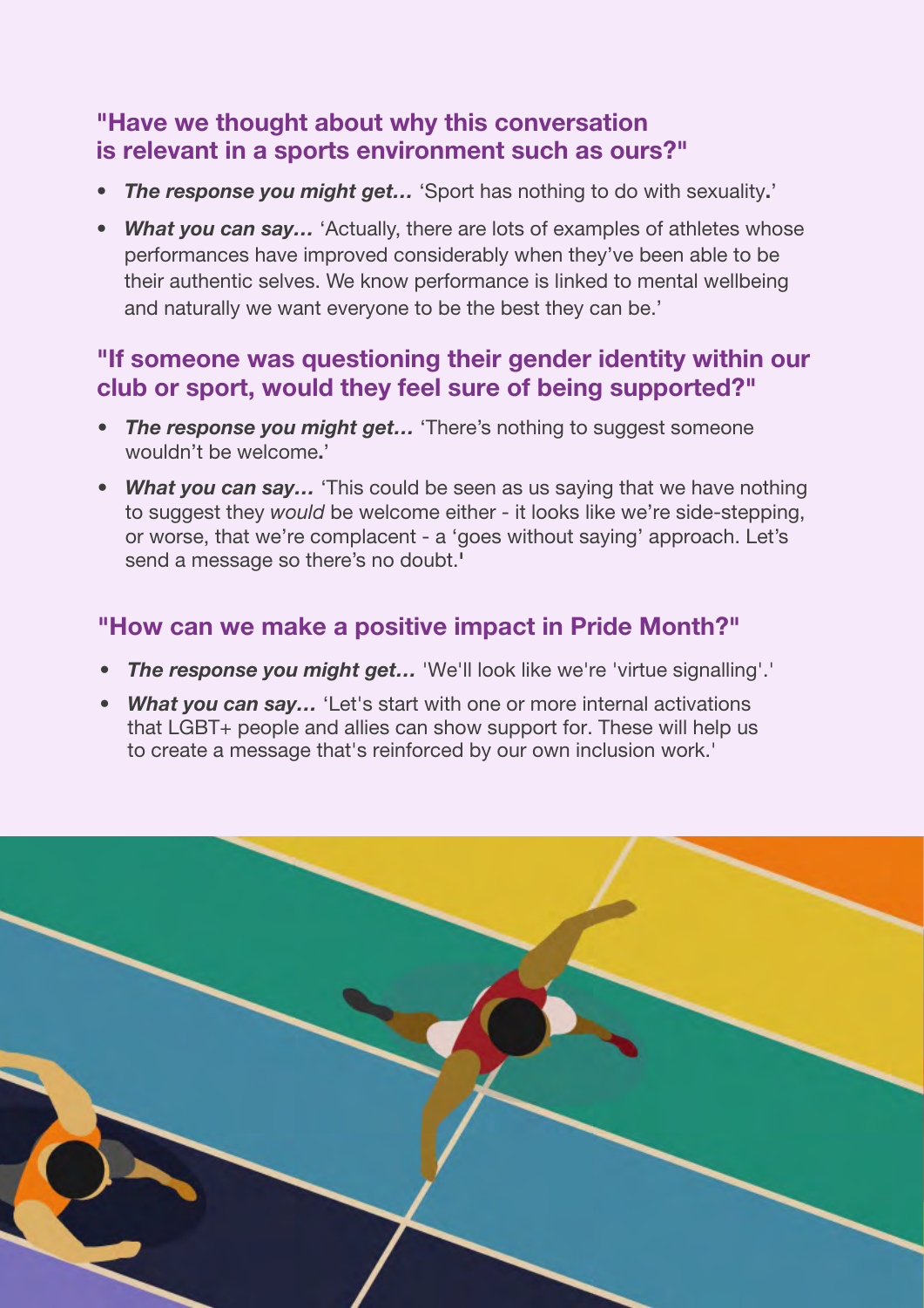### "Have we thought about why this conversation is relevant in a sports environment such as ours?"

- ***The response you might get…*** 'Sport has nothing to do with sexuality.'
- ***What you can say…*** 'Actually, there are lots of examples of athletes whose performances have improved considerably when they've been able to be their authentic selves. We know performance is linked to mental wellbeing and naturally we want everyone to be the best they can be.'

### "If someone was questioning their gender identity within our club or sport, would they feel sure of being supported?"

- ***The response you might get…*** 'There's nothing to suggest someone wouldn't be welcome.'
- ***What you can say…*** 'This could be seen as us saying that we have nothing to suggest they *would* be welcome either - it looks like we're side-stepping, or worse, that we're complacent - a 'goes without saying' approach. Let's send a message so there's no doubt.'

### "How can we make a positive impact in Pride Month?"

- ***The response you might get…*** 'We'll look like we're 'virtue signalling'.'
- ***What you can say…*** 'Let's start with one or more internal activations that LGBT+ people and allies can show support for. These will help us to create a message that's reinforced by our own inclusion work.'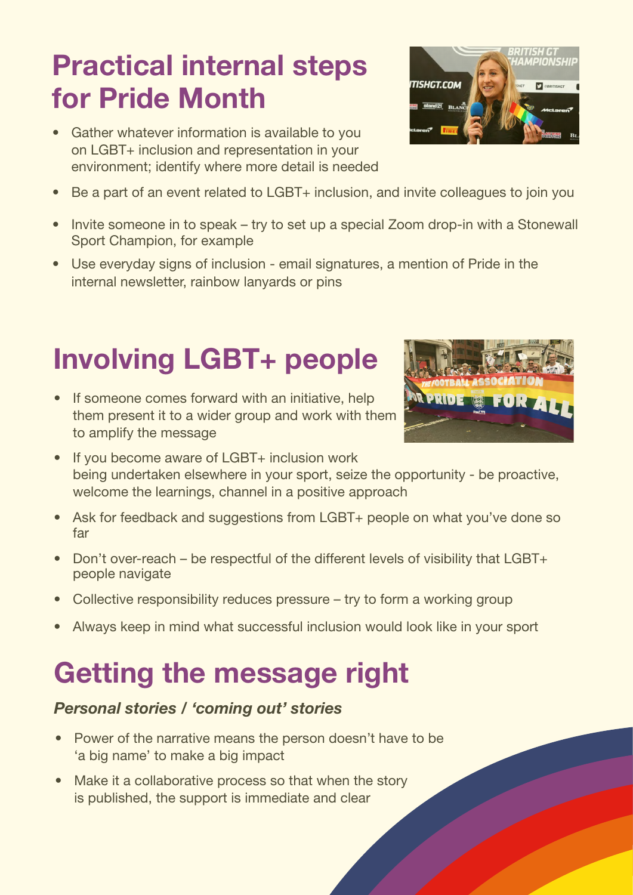# Practical internal steps for Pride Month

- Gather whatever information is available to you on LGBT+ inclusion and representation in your environment; identify where more detail is needed
- Be a part of an event related to LGBT+ inclusion, and invite colleagues to join you
- Invite someone in to speak – try to set up a special Zoom drop-in with a Stonewall Sport Champion, for example
- Use everyday signs of inclusion - email signatures, a mention of Pride in the internal newsletter, rainbow lanyards or pins

# Involving LGBT+ people

- If someone comes forward with an initiative, help them present it to a wider group and work with them to amplify the message
- If you become aware of LGBT+ inclusion work being undertaken elsewhere in your sport, seize the opportunity - be proactive, welcome the learnings, channel in a positive approach
- Ask for feedback and suggestions from LGBT+ people on what you've done so far
- Don't over-reach – be respectful of the different levels of visibility that LGBT+ people navigate
- Collective responsibility reduces pressure – try to form a working group
- Always keep in mind what successful inclusion would look like in your sport

# Getting the message right

### *Personal stories / 'coming out' stories*

- Power of the narrative means the person doesn't have to be 'a big name' to make a big impact
- Make it a collaborative process so that when the story is published, the support is immediate and clear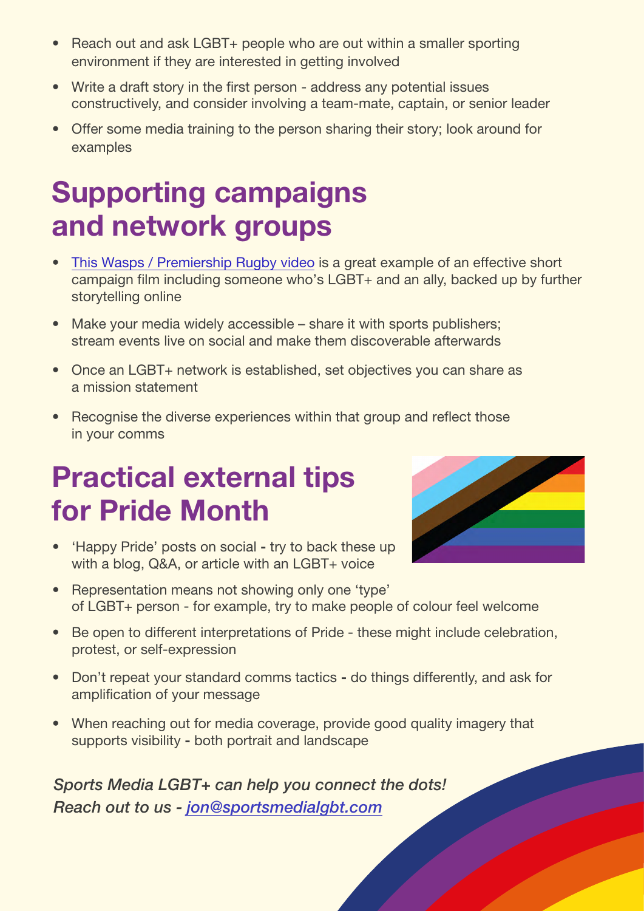- Reach out and ask LGBT+ people who are out within a smaller sporting environment if they are interested in getting involved
- Write a draft story in the first person - address any potential issues constructively, and consider involving a team-mate, captain, or senior leader
- Offer some media training to the person sharing their story; look around for examples

## Supporting campaigns and network groups

- This Wasps / Premiership Rugby video is a great example of an effective short campaign film including someone who's LGBT+ and an ally, backed up by further storytelling online
- Make your media widely accessible – share it with sports publishers; stream events live on social and make them discoverable afterwards
- Once an LGBT+ network is established, set objectives you can share as a mission statement
- Recognise the diverse experiences within that group and reflect those in your comms

## Practical external tips for Pride Month

- 'Happy Pride' posts on social - try to back these up with a blog, Q&A, or article with an LGBT+ voice
- Representation means not showing only one 'type' of LGBT+ person - for example, try to make people of colour feel welcome
- Be open to different interpretations of Pride - these might include celebration, protest, or self-expression
- Don't repeat your standard comms tactics - do things differently, and ask for amplification of your message
- When reaching out for media coverage, provide good quality imagery that supports visibility - both portrait and landscape

*Sports Media LGBT+ can help you connect the dots!*
*Reach out to us - jon@sportsmedialgbt.com*